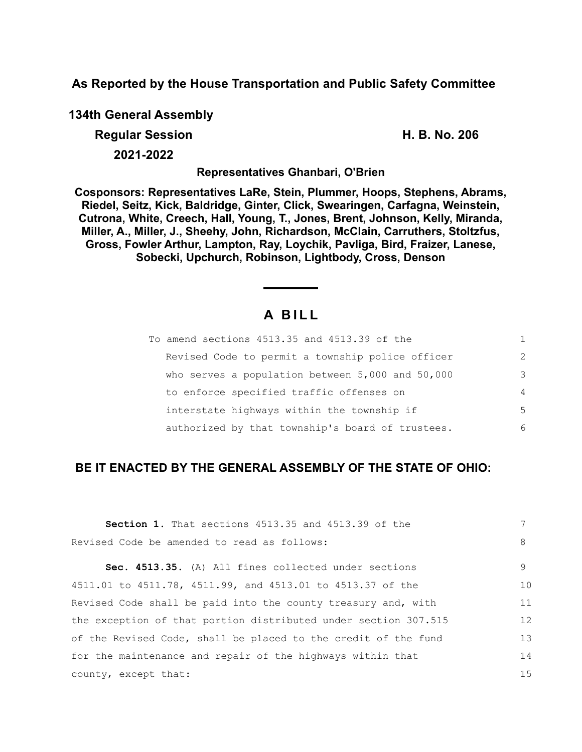**As Reported by the House Transportation and Public Safety Committee**

**134th General Assembly**

**Regular Session** **H. B. No. 206**

**2021-2022**

**Representatives Ghanbari, O'Brien**

**Cosponsors: Representatives LaRe, Stein, Plummer, Hoops, Stephens, Abrams, Riedel, Seitz, Kick, Baldridge, Ginter, Click, Swearingen, Carfagna, Weinstein, Cutrona, White, Creech, Hall, Young, T., Jones, Brent, Johnson, Kelly, Miranda, Miller, A., Miller, J., Sheehy, John, Richardson, McClain, Carruthers, Stoltzfus, Gross, Fowler Arthur, Lampton, Ray, Loychik, Pavliga, Bird, Fraizer, Lanese, Sobecki, Upchurch, Robinson, Lightbody, Cross, Denson**

# A BILL

To amend sections 4513.35 and 4513.39 of the Revised Code to permit a township police officer who serves a population between 5,000 and 50,000 to enforce specified traffic offenses on interstate highways within the township if authorized by that township's board of trustees. 1 2 3 4 5 6

**BE IT ENACTED BY THE GENERAL ASSEMBLY OF THE STATE OF OHIO:**

**Section 1.** That sections 4513.35 and 4513.39 of the Revised Code be amended to read as follows: 7 8

**Sec. 4513.35.** (A) All fines collected under sections 4511.01 to 4511.78, 4511.99, and 4513.01 to 4513.37 of the Revised Code shall be paid into the county treasury and, with the exception of that portion distributed under section 307.515 of the Revised Code, shall be placed to the credit of the fund for the maintenance and repair of the highways within that county, except that: 9 10 11 12 13 14 15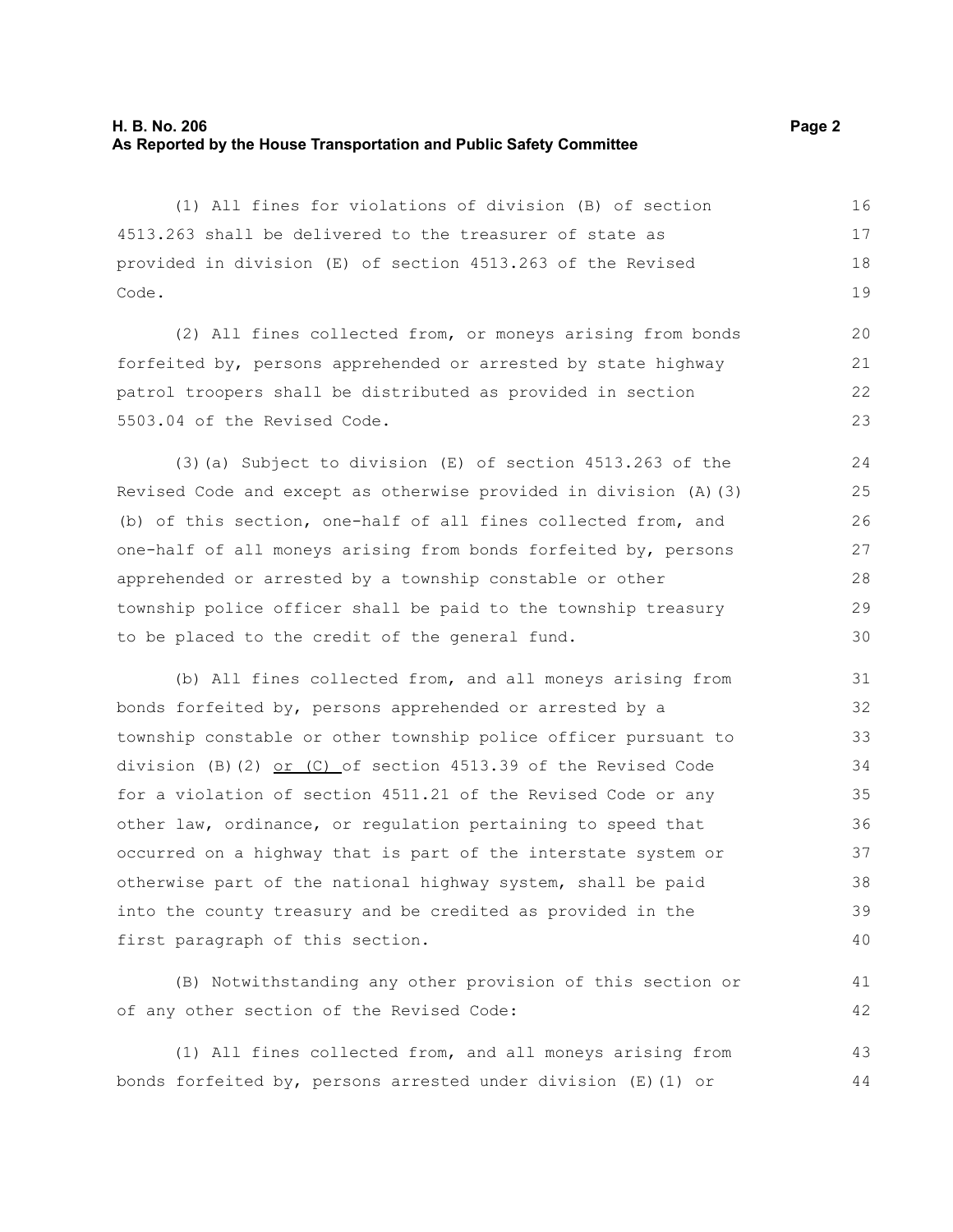(1) All fines for violations of division (B) of section 4513.263 shall be delivered to the treasurer of state as provided in division (E) of section 4513.263 of the Revised Code.

(2) All fines collected from, or moneys arising from bonds forfeited by, persons apprehended or arrested by state highway patrol troopers shall be distributed as provided in section 5503.04 of the Revised Code.

(3)(a) Subject to division (E) of section 4513.263 of the Revised Code and except as otherwise provided in division (A)(3)(b) of this section, one-half of all fines collected from, and one-half of all moneys arising from bonds forfeited by, persons apprehended or arrested by a township constable or other township police officer shall be paid to the township treasury to be placed to the credit of the general fund.

(b) All fines collected from, and all moneys arising from bonds forfeited by, persons apprehended or arrested by a township constable or other township police officer pursuant to division (B)(2) <u>or (C)</u> of section 4513.39 of the Revised Code for a violation of section 4511.21 of the Revised Code or any other law, ordinance, or regulation pertaining to speed that occurred on a highway that is part of the interstate system or otherwise part of the national highway system, shall be paid into the county treasury and be credited as provided in the first paragraph of this section.

(B) Notwithstanding any other provision of this section or of any other section of the Revised Code:

(1) All fines collected from, and all moneys arising from bonds forfeited by, persons arrested under division (E)(1) or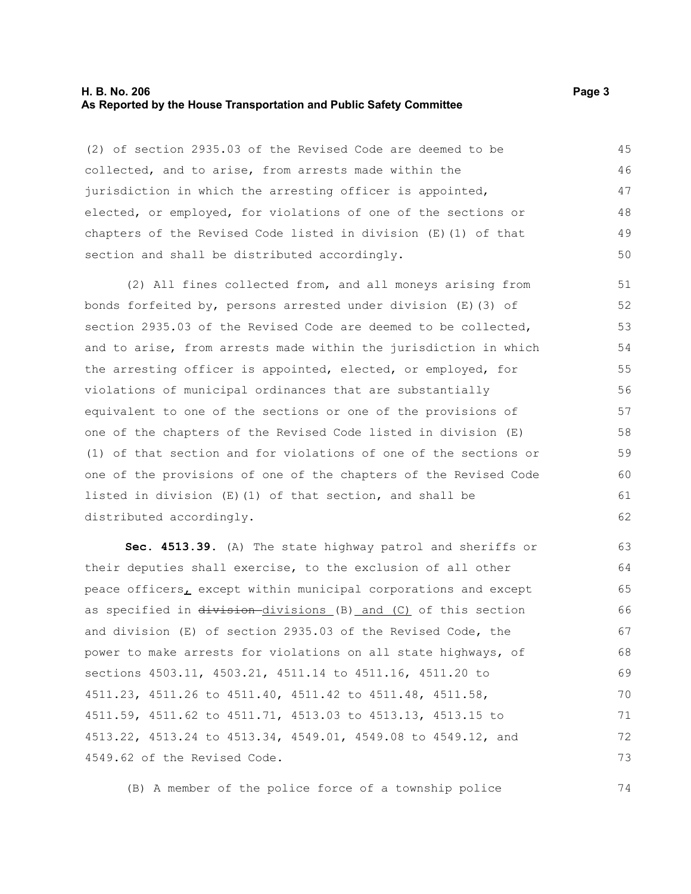(2) of section 2935.03 of the Revised Code are deemed to be collected, and to arise, from arrests made within the jurisdiction in which the arresting officer is appointed, elected, or employed, for violations of one of the sections or chapters of the Revised Code listed in division (E)(1) of that section and shall be distributed accordingly.

(2) All fines collected from, and all moneys arising from bonds forfeited by, persons arrested under division (E)(3) of section 2935.03 of the Revised Code are deemed to be collected, and to arise, from arrests made within the jurisdiction in which the arresting officer is appointed, elected, or employed, for violations of municipal ordinances that are substantially equivalent to one of the sections or one of the provisions of one of the chapters of the Revised Code listed in division (E)(1) of that section and for violations of one of the sections or one of the provisions of one of the chapters of the Revised Code listed in division (E)(1) of that section, and shall be distributed accordingly.

**Sec. 4513.39.** (A) The state highway patrol and sheriffs or their deputies shall exercise, to the exclusion of all other peace officers, except within municipal corporations and except as specified in ~~division~~ divisions (B) and (C) of this section and division (E) of section 2935.03 of the Revised Code, the power to make arrests for violations on all state highways, of sections 4503.11, 4503.21, 4511.14 to 4511.16, 4511.20 to 4511.23, 4511.26 to 4511.40, 4511.42 to 4511.48, 4511.58, 4511.59, 4511.62 to 4511.71, 4513.03 to 4513.13, 4513.15 to 4513.22, 4513.24 to 4513.34, 4549.01, 4549.08 to 4549.12, and 4549.62 of the Revised Code.

(B) A member of the police force of a township police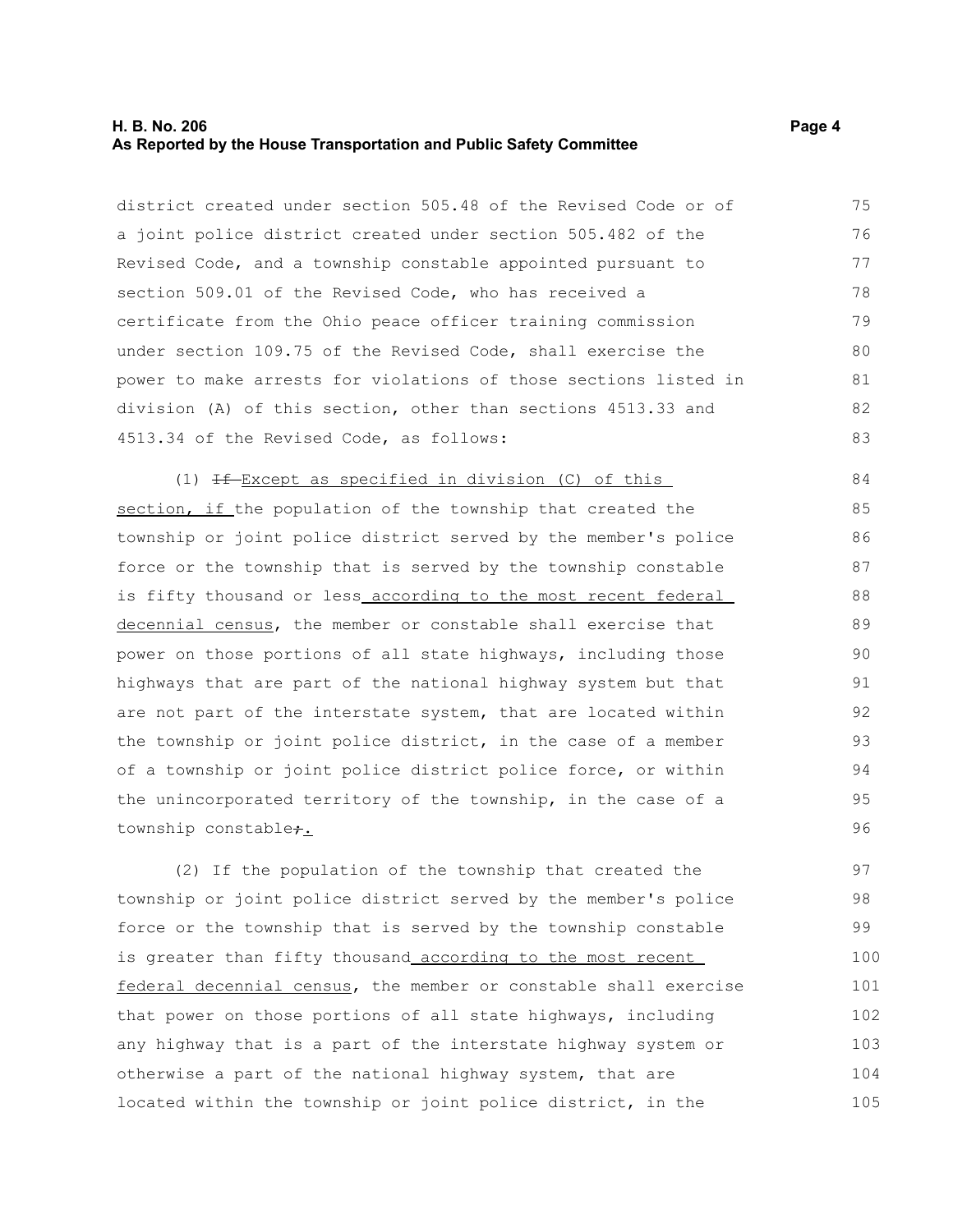district created under section 505.48 of the Revised Code or of a joint police district created under section 505.482 of the Revised Code, and a township constable appointed pursuant to section 509.01 of the Revised Code, who has received a certificate from the Ohio peace officer training commission under section 109.75 of the Revised Code, shall exercise the power to make arrests for violations of those sections listed in division (A) of this section, other than sections 4513.33 and 4513.34 of the Revised Code, as follows:

(1) ~~If~~ <u>Except as specified in division (C) of this section, if</u> the population of the township that created the township or joint police district served by the member's police force or the township that is served by the township constable is fifty thousand or less <u>according to the most recent federal decennial census</u>, the member or constable shall exercise that power on those portions of all state highways, including those highways that are part of the national highway system but that are not part of the interstate system, that are located within the township or joint police district, in the case of a member of a township or joint police district police force, or within the unincorporated territory of the township, in the case of a township constable~~;~~<u>.</u>

(2) If the population of the township that created the township or joint police district served by the member's police force or the township that is served by the township constable is greater than fifty thousand <u>according to the most recent federal decennial census</u>, the member or constable shall exercise that power on those portions of all state highways, including any highway that is a part of the interstate highway system or otherwise a part of the national highway system, that are located within the township or joint police district, in the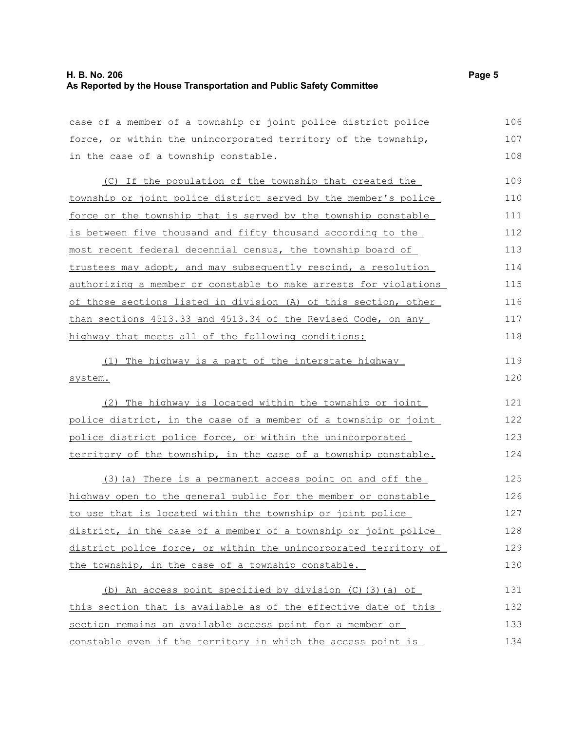case of a member of a township or joint police district police force, or within the unincorporated territory of the township, in the case of a township constable.

(C) If the population of the township that created the township or joint police district served by the member's police force or the township that is served by the township constable is between five thousand and fifty thousand according to the most recent federal decennial census, the township board of trustees may adopt, and may subsequently rescind, a resolution authorizing a member or constable to make arrests for violations of those sections listed in division (A) of this section, other than sections 4513.33 and 4513.34 of the Revised Code, on any highway that meets all of the following conditions:

(1) The highway is a part of the interstate highway system.

(2) The highway is located within the township or joint police district, in the case of a member of a township or joint police district police force, or within the unincorporated territory of the township, in the case of a township constable.

(3)(a) There is a permanent access point on and off the highway open to the general public for the member or constable to use that is located within the township or joint police district, in the case of a member of a township or joint police district police force, or within the unincorporated territory of the township, in the case of a township constable.

(b) An access point specified by division (C)(3)(a) of this section that is available as of the effective date of this section remains an available access point for a member or constable even if the territory in which the access point is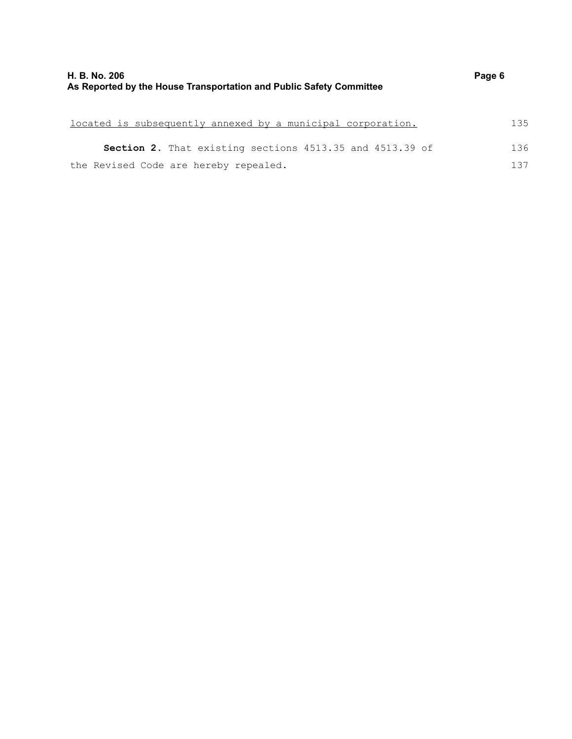<u>located is subsequently annexed by a municipal corporation.</u>

**Section 2.** That existing sections 4513.35 and 4513.39 of the Revised Code are hereby repealed.